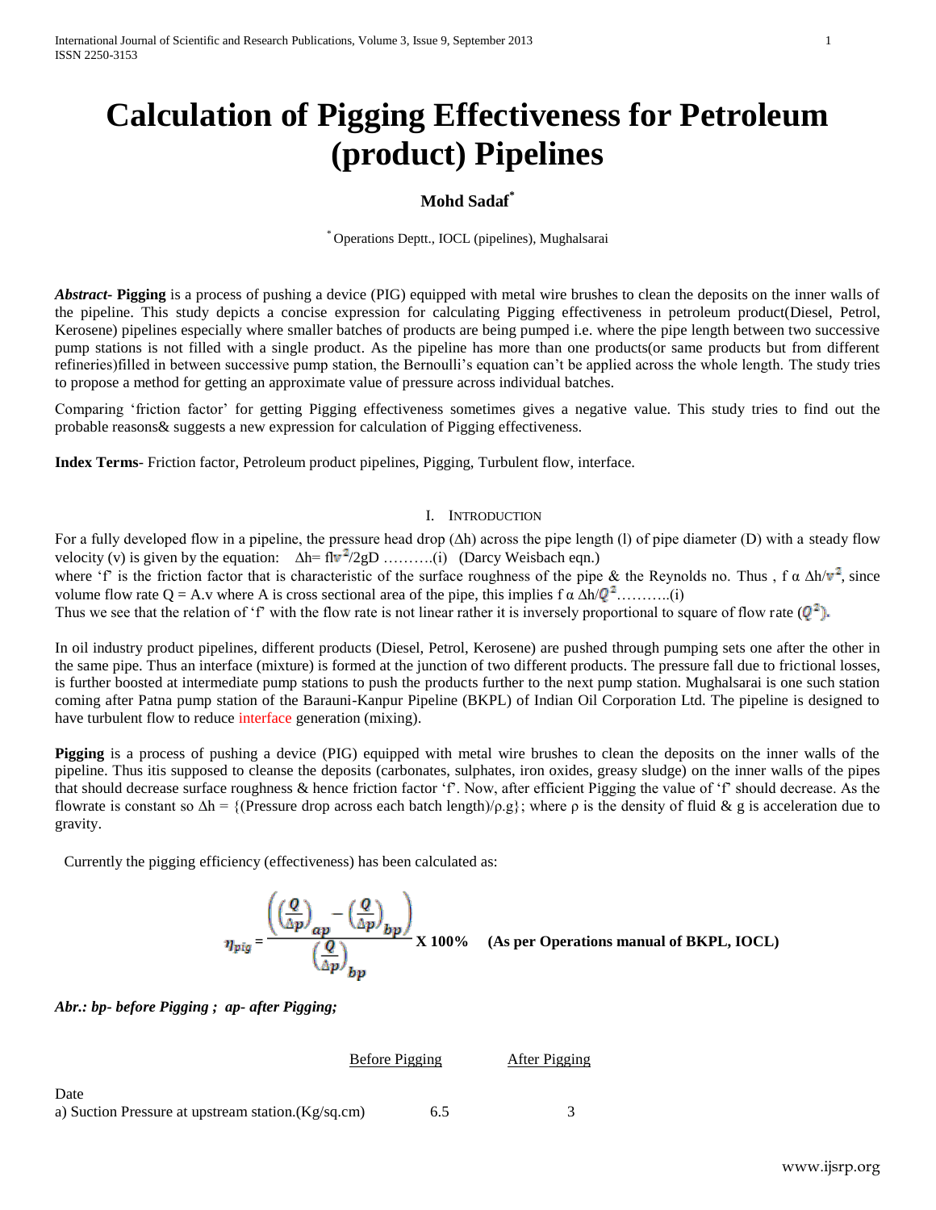# Calculation of Pigging Effectiveness for Petroleum (product) Pipelines

**Mohd Sadaf***

* Operations Deptt., IOCL (pipelines), Mughalsarai

***Abstract*- Pigging** is a process of pushing a device (PIG) equipped with metal wire brushes to clean the deposits on the inner walls of the pipeline. This study depicts a concise expression for calculating Pigging effectiveness in petroleum product(Diesel, Petrol, Kerosene) pipelines especially where smaller batches of products are being pumped i.e. where the pipe length between two successive pump stations is not filled with a single product. As the pipeline has more than one products(or same products but from different refineries)filled in between successive pump station, the Bernoulli's equation can't be applied across the whole length. The study tries to propose a method for getting an approximate value of pressure across individual batches.

Comparing 'friction factor' for getting Pigging effectiveness sometimes gives a negative value. This study tries to find out the probable reasons& suggests a new expression for calculation of Pigging effectiveness.

**Index Terms**- Friction factor, Petroleum product pipelines, Pigging, Turbulent flow, interface.

## I. Introduction

For a fully developed flow in a pipeline, the pressure head drop ($\Delta h$) across the pipe length (l) of pipe diameter (D) with a steady flow velocity (v) is given by the equation: $\Delta h = flv^2/2gD$ ……….(i) (Darcy Weisbach eqn.)

where 'f' is the friction factor that is characteristic of the surface roughness of the pipe & the Reynolds no. Thus , $f \alpha \Delta h/v^2$, since volume flow rate Q = A.v where A is cross sectional area of the pipe, this implies $f \alpha \Delta h/Q^2$………..(i)

Thus we see that the relation of 'f' with the flow rate is not linear rather it is inversely proportional to square of flow rate ($Q^2$).

In oil industry product pipelines, different products (Diesel, Petrol, Kerosene) are pushed through pumping sets one after the other in the same pipe. Thus an interface (mixture) is formed at the junction of two different products. The pressure fall due to frictional losses, is further boosted at intermediate pump stations to push the products further to the next pump station. Mughalsarai is one such station coming after Patna pump station of the Barauni-Kanpur Pipeline (BKPL) of Indian Oil Corporation Ltd. The pipeline is designed to have turbulent flow to reduce interface generation (mixing).

**Pigging** is a process of pushing a device (PIG) equipped with metal wire brushes to clean the deposits on the inner walls of the pipeline. Thus itis supposed to cleanse the deposits (carbonates, sulphates, iron oxides, greasy sludge) on the inner walls of the pipes that should decrease surface roughness & hence friction factor 'f'. Now, after efficient Pigging the value of 'f' should decrease. As the flowrate is constant so $\Delta h$ = {(Pressure drop across each batch length)/$\rho$.g}; where $\rho$ is the density of fluid & g is acceleration due to gravity.

Currently the pigging efficiency (effectiveness) has been calculated as:

$$\eta_{pig} = \frac{\left(\left(\frac{Q}{\Delta p}\right)_{ap} - \left(\frac{Q}{\Delta p}\right)_{bp}\right)}{\left(\frac{Q}{\Delta p}\right)_{bp}} \text{ X } 100\% \quad \textbf{(As per Operations manual of BKPL, IOCL)}$$

***Abr.: bp- before Pigging ; ap- after Pigging;***

| | Before Pigging | After Pigging |
|---|---|---|
| Date | | |
| a) Suction Pressure at upstream station.(Kg/sq.cm) | 6.5 | 3 |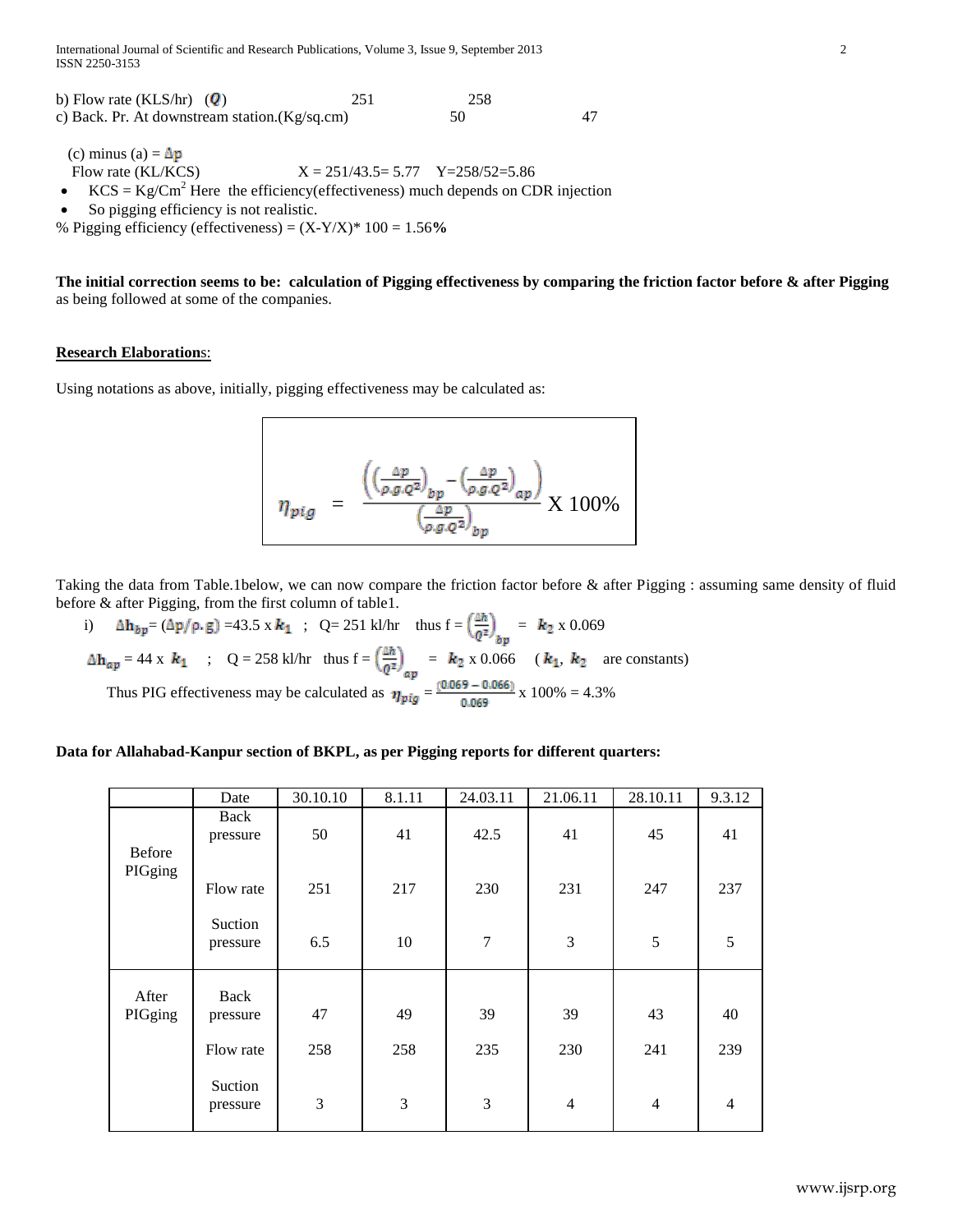b) Flow rate (KLS/hr) ($Q$) 251 258

c) Back. Pr. At downstream station.(Kg/sq.cm) 50 47

(c) minus (a) = $\Delta p$

Flow rate (KL/KCS) X = 251/43.5= 5.77 Y=258/52=5.86

- KCS = Kg/Cm$^2$ Here the efficiency(effectiveness) much depends on CDR injection
- So pigging efficiency is not realistic.

% Pigging efficiency (effectiveness) = (X-Y/X)* 100 = 1.56**%**

**The initial correction seems to be: calculation of Pigging effectiveness by comparing the friction factor before & after Pigging** as being followed at some of the companies.

**Research Elaboration**s:

Using notations as above, initially, pigging effectiveness may be calculated as:

$$\eta_{pig} = \frac{\left(\left(\frac{\Delta p}{\rho.g.Q^2}\right)_{bp} - \left(\frac{\Delta p}{\rho.g.Q^2}\right)_{ap}\right)}{\left(\frac{\Delta p}{\rho.g.Q^2}\right)_{bp}} \text{ X } 100\%$$

Taking the data from Table.1below, we can now compare the friction factor before & after Pigging : assuming same density of fluid before & after Pigging, from the first column of table1.

i) $\Delta h_{bp} = (\Delta p/\rho.g) = 43.5 \text{ x } k_1$ ; Q= 251 kl/hr thus f = $\left(\frac{\Delta h}{Q^2}\right)_{bp}$ = $k_2$ x 0.069

$\Delta h_{ap} = 44 \text{ x } k_1$ ; Q = 258 kl/hr thus f = $\left(\frac{\Delta h}{Q^2}\right)_{ap}$ = $k_2$ x 0.066 ($k_1$, $k_2$ are constants)

Thus PIG effectiveness may be calculated as $\eta_{pig} = \frac{(0.069 - 0.066)}{0.069}$ x 100% = 4.3%

**Data for Allahabad-Kanpur section of BKPL, as per Pigging reports for different quarters:**

| | Date | 30.10.10 | 8.1.11 | 24.03.11 | 21.06.11 | 28.10.11 | 9.3.12 |
|---|---|---|---|---|---|---|---|
| Before PIGging | Back pressure | 50 | 41 | 42.5 | 41 | 45 | 41 |
| | Flow rate | 251 | 217 | 230 | 231 | 247 | 237 |
| | Suction pressure | 6.5 | 10 | 7 | 3 | 5 | 5 |
| After PIGging | Back pressure | 47 | 49 | 39 | 39 | 43 | 40 |
| | Flow rate | 258 | 258 | 235 | 230 | 241 | 239 |
| | Suction pressure | 3 | 3 | 3 | 4 | 4 | 4 |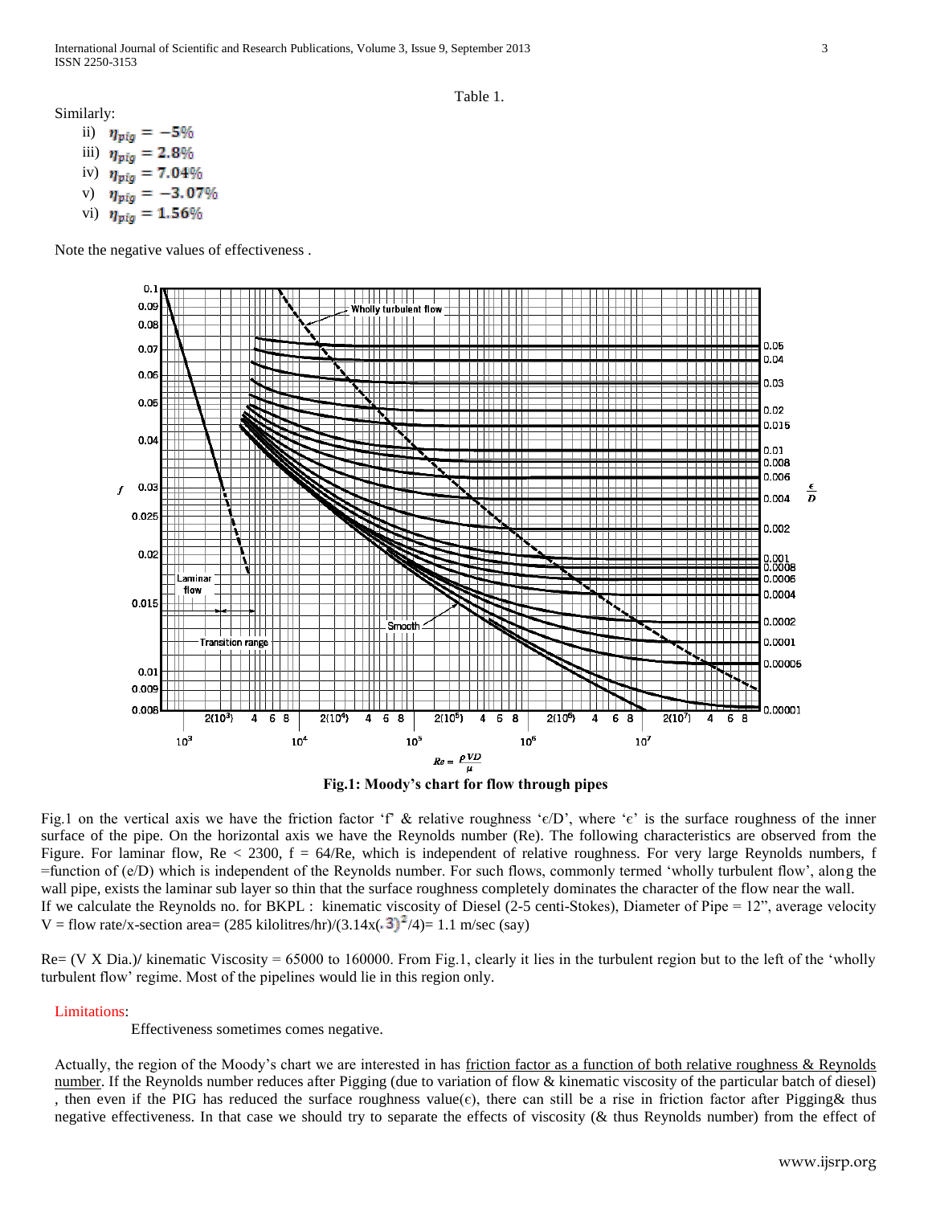Table 1.

Similarly:

ii) $\eta_{pig} = -5\%$

iii) $\eta_{pig} = 2.8\%$

iv) $\eta_{pig} = 7.04\%$

v) $\eta_{pig} = -3.07\%$

vi) $\eta_{pig} = 1.56\%$

Note the negative values of effectiveness .

**Fig.1: Moody's chart for flow through pipes**

Fig.1 on the vertical axis we have the friction factor 'f' & relative roughness '$\epsilon$/D', where '$\epsilon$' is the surface roughness of the inner surface of the pipe. On the horizontal axis we have the Reynolds number (Re). The following characteristics are observed from the Figure. For laminar flow, Re < 2300, f = 64/Re, which is independent of relative roughness. For very large Reynolds numbers, f =function of (e/D) which is independent of the Reynolds number. For such flows, commonly termed 'wholly turbulent flow', along the wall pipe, exists the laminar sub layer so thin that the surface roughness completely dominates the character of the flow near the wall.

If we calculate the Reynolds no. for BKPL : kinematic viscosity of Diesel (2-5 centi-Stokes), Diameter of Pipe = 12", average velocity V = flow rate/x-section area= (285 kilolitres/hr)/(3.14x$(.3)^2$/4)= 1.1 m/sec (say)

Re= (V X Dia.)/ kinematic Viscosity = 65000 to 160000. From Fig.1, clearly it lies in the turbulent region but to the left of the 'wholly turbulent flow' regime. Most of the pipelines would lie in this region only.

Limitations:

Effectiveness sometimes comes negative.

Actually, the region of the Moody's chart we are interested in has friction factor as a function of both relative roughness & Reynolds number. If the Reynolds number reduces after Pigging (due to variation of flow & kinematic viscosity of the particular batch of diesel) , then even if the PIG has reduced the surface roughness value($\epsilon$), there can still be a rise in friction factor after Pigging& thus negative effectiveness. In that case we should try to separate the effects of viscosity (& thus Reynolds number) from the effect of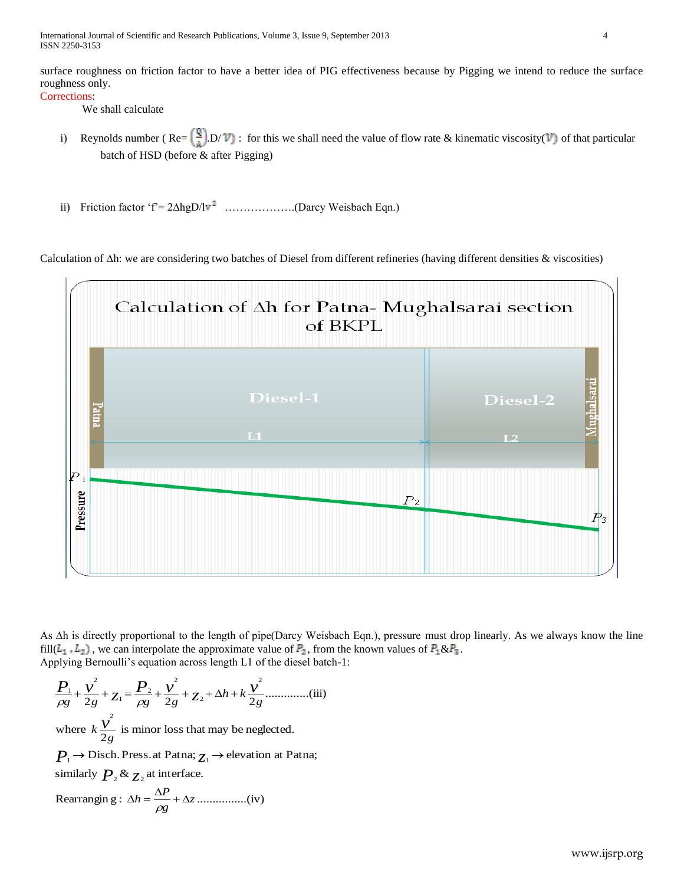surface roughness on friction factor to have a better idea of PIG effectiveness because by Pigging we intend to reduce the surface roughness only.

Corrections:

We shall calculate

i) Reynolds number ( Re= $\left(\frac{Q}{A}\right)$.D/ $\nu$) : for this we shall need the value of flow rate & kinematic viscosity($\nu$) of that particular batch of HSD (before & after Pigging)

ii) Friction factor 'f'= $2\Delta hgD/lv^2$ ……………….(Darcy Weisbach Eqn.)

Calculation of $\Delta h$: we are considering two batches of Diesel from different refineries (having different densities & viscosities)

Calculation of $\Delta$h for Patna- Mughalsarai section of BKPL

Diesel-1 | Diesel-2

Patna | L1 | L2 | Mughalsarai

Pressure: $P_1$, $P_2$, $P_3$

As $\Delta h$ is directly proportional to the length of pipe(Darcy Weisbach Eqn.), pressure must drop linearly. As we always know the line fill($L_1$ , $L_2$) , we can interpolate the approximate value of $P_2$, from the known values of $P_1$&$P_3$.

Applying Bernoulli's equation across length L1 of the diesel batch-1:

$$\frac{P_1}{\rho g}+\frac{v^2}{2g}+z_1=\frac{P_2}{\rho g}+\frac{v^2}{2g}+z_2+\Delta h+k\frac{v^2}{2g} \text{.............(iii)}$$

where $k\frac{v^2}{2g}$ is minor loss that may be neglected.

$P_1 \rightarrow$ Disch. Press. at Patna; $z_1 \rightarrow$ elevation at Patna;

similarly $P_2$ & $z_2$ at interface.

Rearranging : $\Delta h=\frac{\Delta P}{\rho g}+\Delta z$ ................(iv)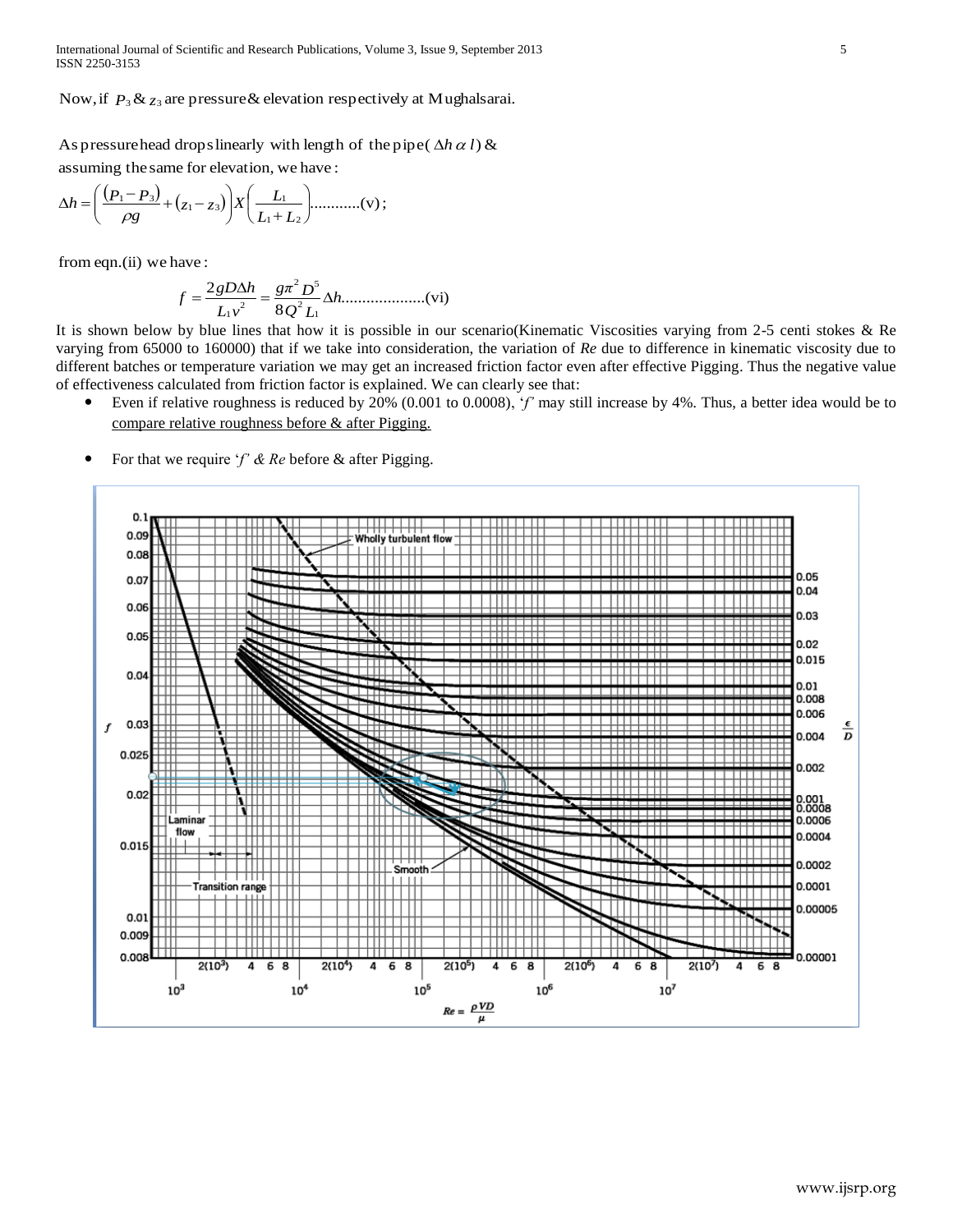Now, if $P_3$ & $z_3$ are pressure & elevation respectively at Mughalsarai.

As pressure head drops linearly with length of the pipe( $\Delta h \,\alpha\, l$) &
assuming the same for elevation, we have :

$$\Delta h = \left( \frac{(P_1 - P_3)}{\rho g} + (z_1 - z_3) \right) X \left( \frac{L_1}{L_1 + L_2} \right) \text{............(v)};$$

from eqn.(ii) we have :

$$f = \frac{2gD\Delta h}{L_1 v^2} = \frac{g\pi^2 D^5}{8Q^2 L_1}\Delta h\text{...................(vi)}$$

It is shown below by blue lines that how it is possible in our scenario(Kinematic Viscosities varying from 2-5 centi stokes & Re varying from 65000 to 160000) that if we take into consideration, the variation of *Re* due to difference in kinematic viscosity due to different batches or temperature variation we may get an increased friction factor even after effective Pigging. Thus the negative value of effectiveness calculated from friction factor is explained. We can clearly see that:

- Even if relative roughness is reduced by 20% (0.001 to 0.0008), '*f*' may still increase by 4%. Thus, a better idea would be to <u>compare relative roughness before & after Pigging.</u>
- For that we require '*f*' & *Re* before & after Pigging.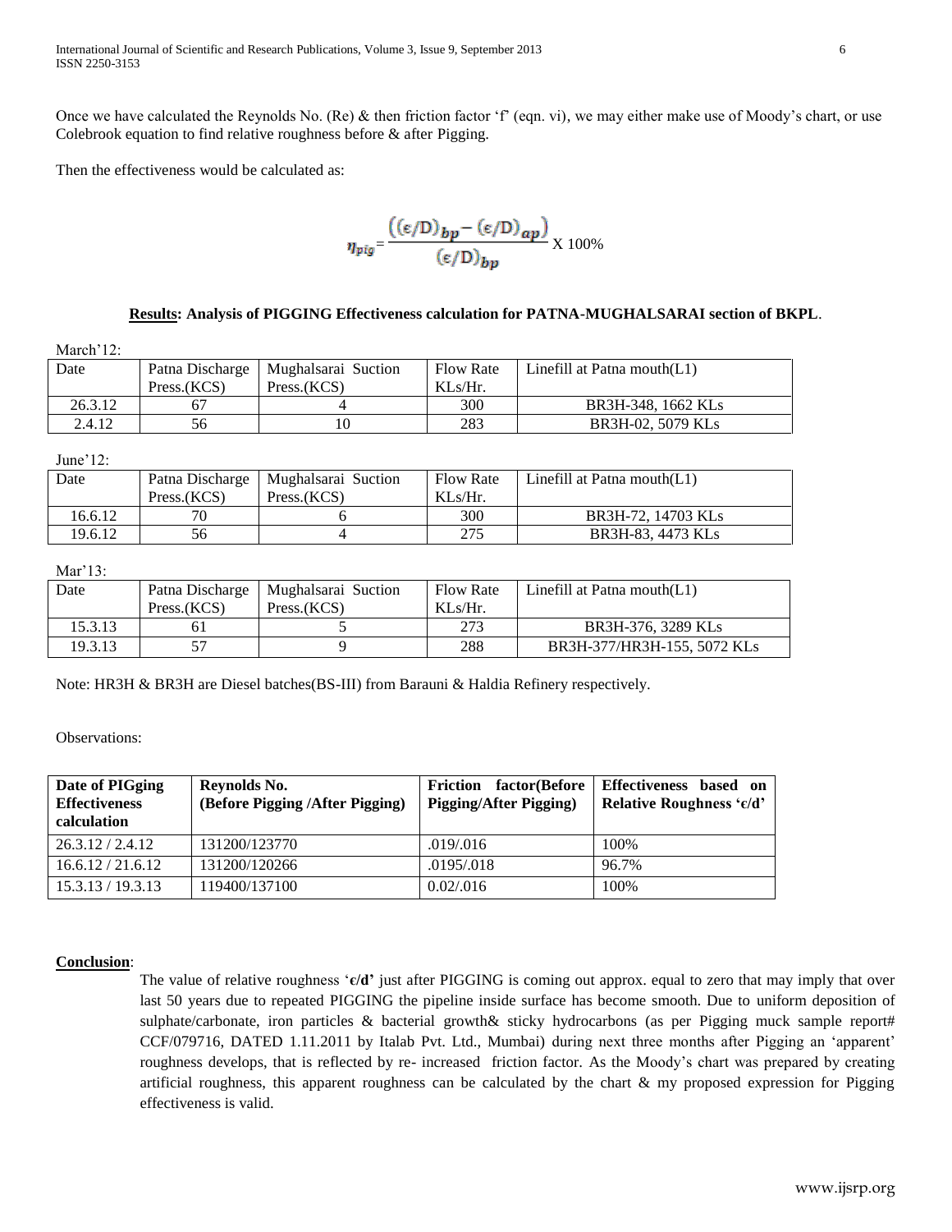Once we have calculated the Reynolds No. (Re) & then friction factor 'f' (eqn. vi), we may either make use of Moody's chart, or use Colebrook equation to find relative roughness before & after Pigging.

Then the effectiveness would be calculated as:

$$\eta_{pig} = \frac{\left((\epsilon/D)_{bp} - (\epsilon/D)_{ap}\right)}{(\epsilon/D)_{bp}} \text{ X } 100\%$$

**<u>Results</u>: Analysis of PIGGING Effectiveness calculation for PATNA-MUGHALSARAI section of BKPL**.

March'12:

| Date | Patna Discharge Press.(KCS) | Mughalsarai Suction Press.(KCS) | Flow Rate KLs/Hr. | Linefill at Patna mouth(L1) |
|---|---|---|---|---|
| 26.3.12 | 67 | 4 | 300 | BR3H-348, 1662 KLs |
| 2.4.12 | 56 | 10 | 283 | BR3H-02, 5079 KLs |

June'12:

| Date | Patna Discharge Press.(KCS) | Mughalsarai Suction Press.(KCS) | Flow Rate KLs/Hr. | Linefill at Patna mouth(L1) |
|---|---|---|---|---|
| 16.6.12 | 70 | 6 | 300 | BR3H-72, 14703 KLs |
| 19.6.12 | 56 | 4 | 275 | BR3H-83, 4473 KLs |

Mar'13:

| Date | Patna Discharge Press.(KCS) | Mughalsarai Suction Press.(KCS) | Flow Rate KLs/Hr. | Linefill at Patna mouth(L1) |
|---|---|---|---|---|
| 15.3.13 | 61 | 5 | 273 | BR3H-376, 3289 KLs |
| 19.3.13 | 57 | 9 | 288 | BR3H-377/HR3H-155, 5072 KLs |

Note: HR3H & BR3H are Diesel batches(BS-III) from Barauni & Haldia Refinery respectively.

Observations:

| **Date of PIGging Effectiveness calculation** | **Reynolds No. (Before Pigging /After Pigging)** | **Friction factor(Before Pigging/After Pigging)** | **Effectiveness based on Relative Roughness 'ϵ/d'** |
|---|---|---|---|
| 26.3.12 / 2.4.12 | 131200/123770 | .019/.016 | 100% |
| 16.6.12 / 21.6.12 | 131200/120266 | .0195/.018 | 96.7% |
| 15.3.13 / 19.3.13 | 119400/137100 | 0.02/.016 | 100% |

**<u>Conclusion</u>**:

The value of relative roughness '**ϵ/d**' just after PIGGING is coming out approx. equal to zero that may imply that over last 50 years due to repeated PIGGING the pipeline inside surface has become smooth. Due to uniform deposition of sulphate/carbonate, iron particles & bacterial growth& sticky hydrocarbons (as per Pigging muck sample report# CCF/079716, DATED 1.11.2011 by Italab Pvt. Ltd., Mumbai) during next three months after Pigging an 'apparent' roughness develops, that is reflected by re- increased friction factor. As the Moody's chart was prepared by creating artificial roughness, this apparent roughness can be calculated by the chart & my proposed expression for Pigging effectiveness is valid.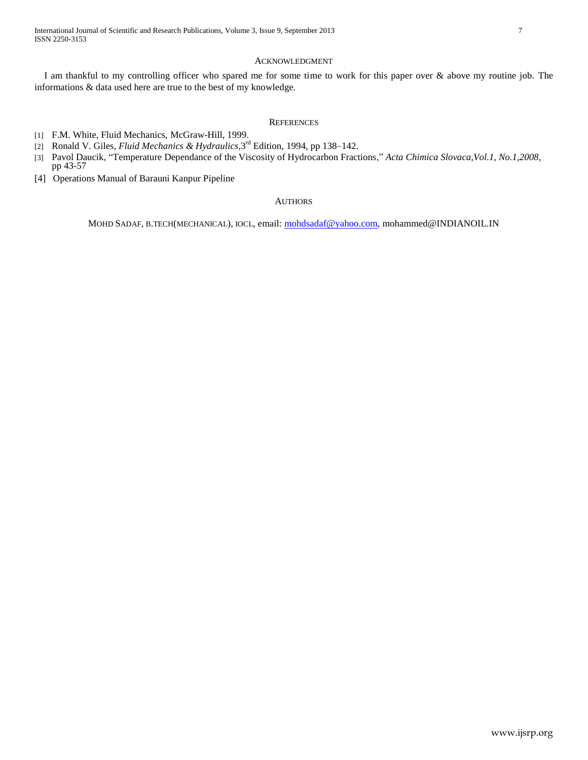## Acknowledgment

I am thankful to my controlling officer who spared me for some time to work for this paper over & above my routine job. The informations & data used here are true to the best of my knowledge.

## References

[1] F.M. White, Fluid Mechanics, McGraw-Hill, 1999.

[2] Ronald V. Giles, *Fluid Mechanics & Hydraulics*,3rd Edition, 1994, pp 138–142.

[3] Pavol Daucik, "Temperature Dependance of the Viscosity of Hydrocarbon Fractions," *Acta Chimica Slovaca,Vol.1, No.1,2008*, pp 43-57

[4] Operations Manual of Barauni Kanpur Pipeline

## Authors

Mohd Sadaf, B.Tech(Mechanical), IOCL, email: mohdsadaf@yahoo.com, mohammed@INDIANOIL.IN